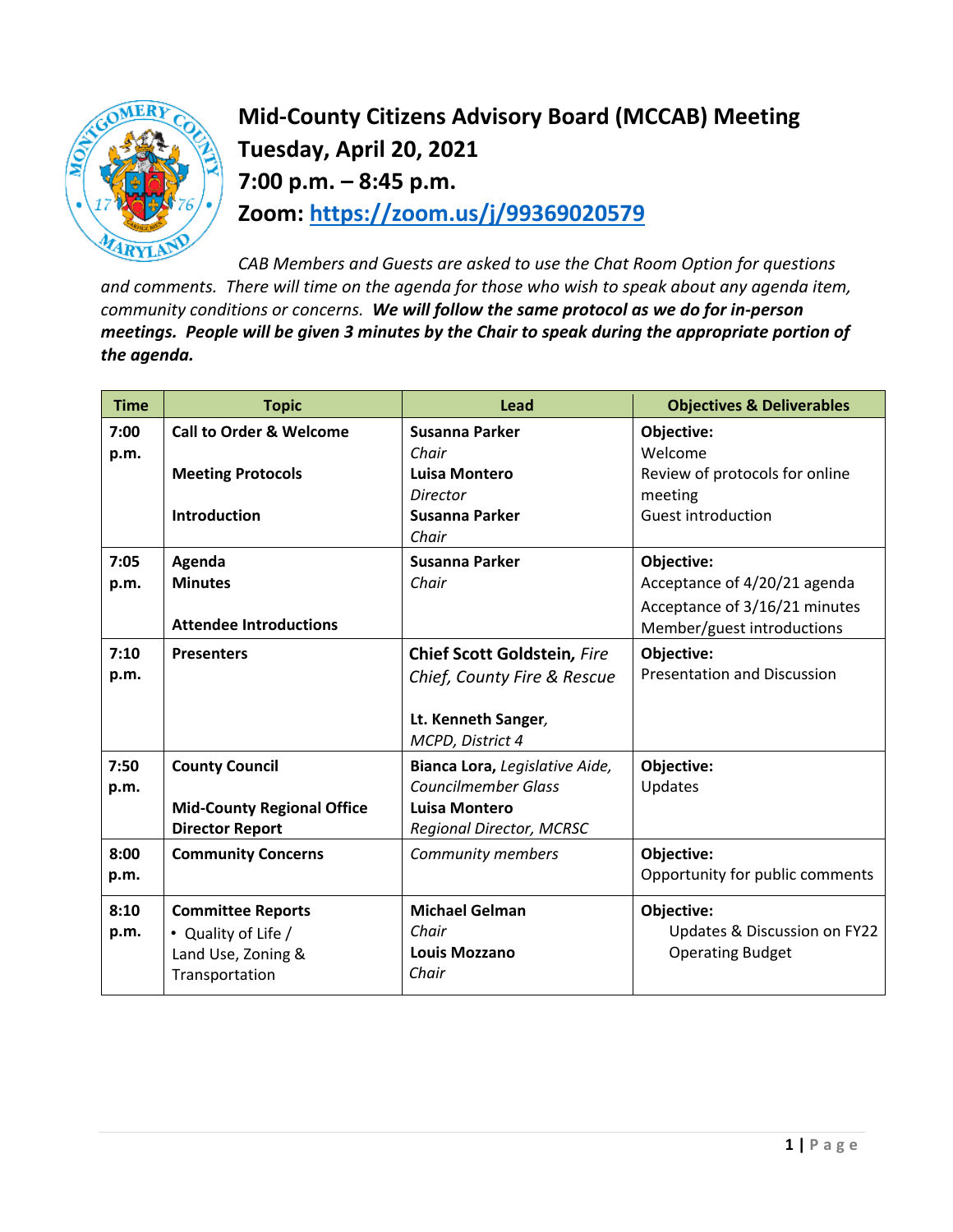# Mid-County Citizens Advisory Board (MCCAB) Meeting
# Tuesday, April 20, 2021
# 7:00 p.m. – 8:45 p.m.
# Zoom: https://zoom.us/j/99369020579

*CAB Members and Guests are asked to use the Chat Room Option for questions and comments. There will time on the agenda for those who wish to speak about any agenda item, community conditions or concerns.* ***We will follow the same protocol as we do for in-person meetings. People will be given 3 minutes by the Chair to speak during the appropriate portion of the agenda.***

| Time | Topic | Lead | Objectives & Deliverables |
|---|---|---|---|
| 7:00 p.m. | **Call to Order & Welcome**<br><br>**Meeting Protocols**<br><br>**Introduction** | **Susanna Parker**<br>*Chair*<br>**Luisa Montero**<br>*Director*<br>**Susanna Parker**<br>*Chair* | **Objective:**<br>Welcome<br>Review of protocols for online meeting<br>Guest introduction |
| 7:05 p.m. | **Agenda**<br>**Minutes**<br><br>**Attendee Introductions** | **Susanna Parker**<br>*Chair* | **Objective:**<br>Acceptance of 4/20/21 agenda<br>Acceptance of 3/16/21 minutes<br>Member/guest introductions |
| 7:10 p.m. | **Presenters** | **Chief Scott Goldstein,** *Fire Chief, County Fire & Rescue*<br><br>**Lt. Kenneth Sanger**, *MCPD, District 4* | **Objective:**<br>Presentation and Discussion |
| 7:50 p.m. | **County Council**<br><br>**Mid-County Regional Office Director Report** | **Bianca Lora,** *Legislative Aide, Councilmember Glass*<br>**Luisa Montero**<br>*Regional Director, MCRSC* | **Objective:**<br>Updates |
| 8:00 p.m. | **Community Concerns** | *Community members* | **Objective:**<br>Opportunity for public comments |
| 8:10 p.m. | **Committee Reports**<br>• Quality of Life /<br>Land Use, Zoning & Transportation | **Michael Gelman**<br>*Chair*<br>**Louis Mozzano**<br>*Chair* | **Objective:**<br>Updates & Discussion on FY22 Operating Budget |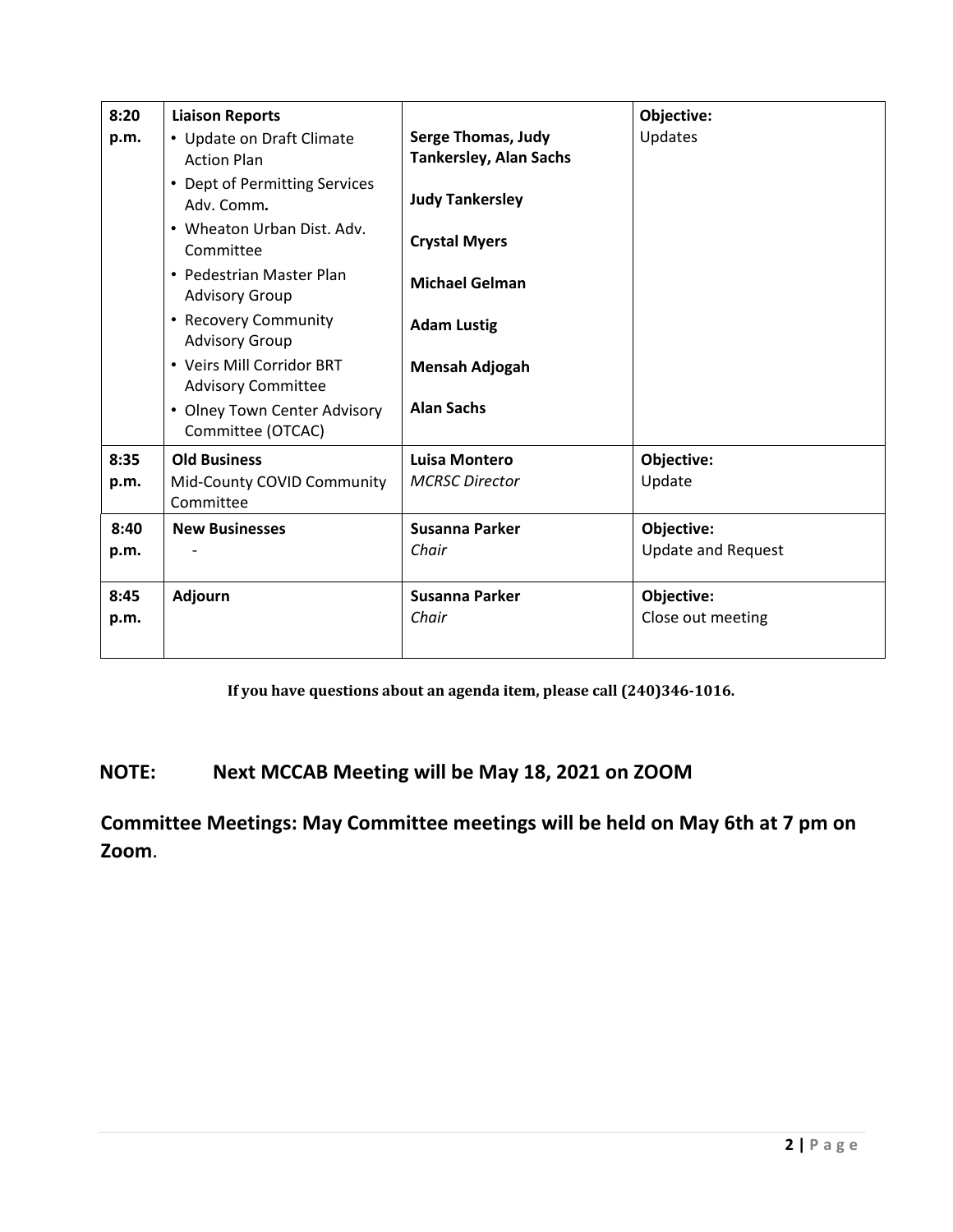| | | | |
|---|---|---|---|
| 8:20 p.m. | **Liaison Reports**<br>• Update on Draft Climate Action Plan<br>• Dept of Permitting Services Adv. Comm.<br>• Wheaton Urban Dist. Adv. Committee<br>• Pedestrian Master Plan Advisory Group<br>• Recovery Community Advisory Group<br>• Veirs Mill Corridor BRT Advisory Committee<br>• Olney Town Center Advisory Committee (OTCAC) | **Serge Thomas, Judy Tankersley, Alan Sachs**<br>**Judy Tankersley**<br>**Crystal Myers**<br>**Michael Gelman**<br>**Adam Lustig**<br>**Mensah Adjogah**<br>**Alan Sachs** | **Objective:**<br>Updates |
| 8:35 p.m. | **Old Business**<br>Mid-County COVID Community Committee | **Luisa Montero**<br>*MCRSC Director* | **Objective:**<br>Update |
| 8:40 p.m. | **New Businesses**<br>- | **Susanna Parker**<br>*Chair* | **Objective:**<br>Update and Request |
| 8:45 p.m. | **Adjourn** | **Susanna Parker**<br>*Chair* | **Objective:**<br>Close out meeting |

**If you have questions about an agenda item, please call (240)346-1016.**

## NOTE: Next MCCAB Meeting will be May 18, 2021 on ZOOM

**Committee Meetings: May Committee meetings will be held on May 6th at 7 pm on Zoom**.